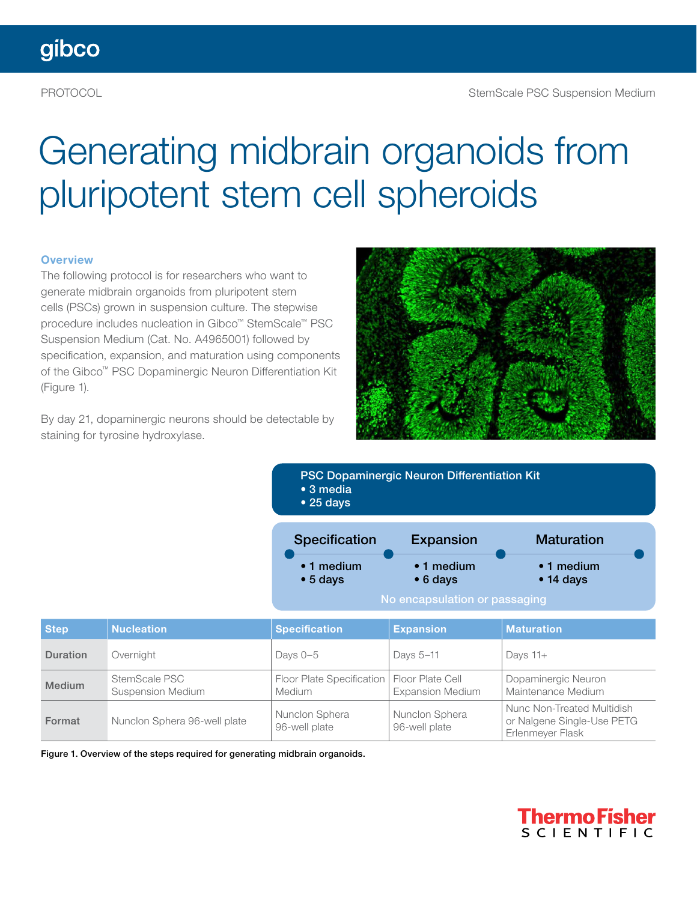# Generating midbrain organoids from pluripotent stem cell spheroids

### Overview

The following protocol is for researchers who want to generate midbrain organoids from pluripotent stem cells (PSCs) grown in suspension culture. The stepwise procedure includes nucleation in Gibco™ StemScale™ PSC Suspension Medium (Cat. No. A4965001) followed by specification, expansion, and maturation using components of the Gibco™ PSC Dopaminergic Neuron Differentiation Kit (Figure 1).

By day 21, dopaminergic neurons should be detectable by staining for tyrosine hydroxylase.

**PSC Dopaminergic Neuron Differentiation Kit**
- 3 media
- 25 days

| Specification | Expansion | Maturation |
|---|---|---|
| • 1 medium<br>• 5 days | • 1 medium<br>• 6 days | • 1 medium<br>• 14 days |

No encapsulation or passaging

| Step | Nucleation | Specification | Expansion | Maturation |
|---|---|---|---|---|
| Duration | Overnight | Days 0–5 | Days 5–11 | Days 11+ |
| Medium | StemScale PSC Suspension Medium | Floor Plate Specification Medium | Floor Plate Cell Expansion Medium | Dopaminergic Neuron Maintenance Medium |
| Format | Nunclon Sphera 96-well plate | Nunclon Sphera 96-well plate | Nunclon Sphera 96-well plate | Nunc Non-Treated Multidish or Nalgene Single-Use PETG Erlenmeyer Flask |

**Figure 1. Overview of the steps required for generating midbrain organoids.**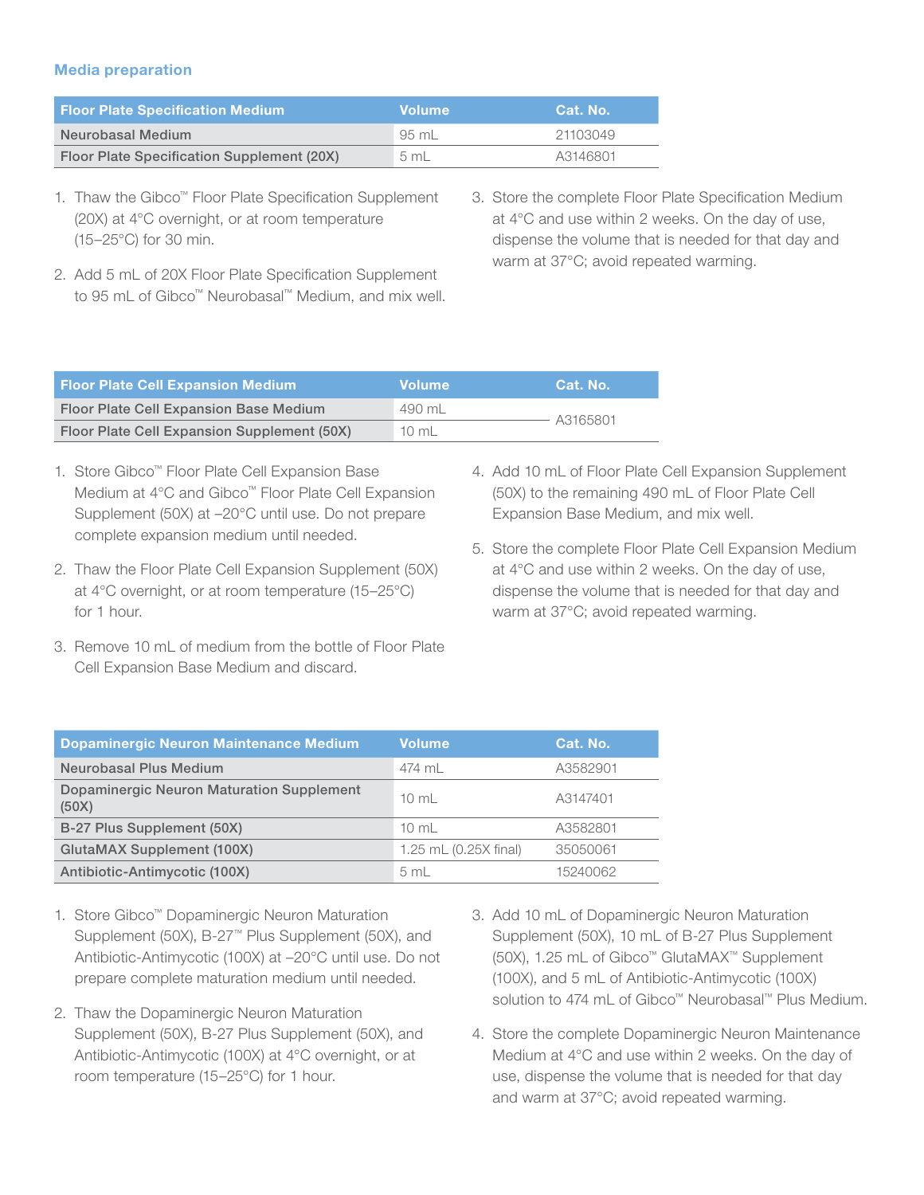## Media preparation

| Floor Plate Specification Medium | Volume | Cat. No. |
|---|---|---|
| Neurobasal Medium | 95 mL | 21103049 |
| Floor Plate Specification Supplement (20X) | 5 mL | A3146801 |

1. Thaw the Gibco™ Floor Plate Specification Supplement (20X) at 4°C overnight, or at room temperature (15–25°C) for 30 min.
2. Add 5 mL of 20X Floor Plate Specification Supplement to 95 mL of Gibco™ Neurobasal™ Medium, and mix well.
3. Store the complete Floor Plate Specification Medium at 4°C and use within 2 weeks. On the day of use, dispense the volume that is needed for that day and warm at 37°C; avoid repeated warming.

| Floor Plate Cell Expansion Medium | Volume | Cat. No. |
|---|---|---|
| Floor Plate Cell Expansion Base Medium | 490 mL | A3165801 |
| Floor Plate Cell Expansion Supplement (50X) | 10 mL | |

1. Store Gibco™ Floor Plate Cell Expansion Base Medium at 4°C and Gibco™ Floor Plate Cell Expansion Supplement (50X) at –20°C until use. Do not prepare complete expansion medium until needed.
2. Thaw the Floor Plate Cell Expansion Supplement (50X) at 4°C overnight, or at room temperature (15–25°C) for 1 hour.
3. Remove 10 mL of medium from the bottle of Floor Plate Cell Expansion Base Medium and discard.
4. Add 10 mL of Floor Plate Cell Expansion Supplement (50X) to the remaining 490 mL of Floor Plate Cell Expansion Base Medium, and mix well.
5. Store the complete Floor Plate Cell Expansion Medium at 4°C and use within 2 weeks. On the day of use, dispense the volume that is needed for that day and warm at 37°C; avoid repeated warming.

| Dopaminergic Neuron Maintenance Medium | Volume | Cat. No. |
|---|---|---|
| Neurobasal Plus Medium | 474 mL | A3582901 |
| Dopaminergic Neuron Maturation Supplement (50X) | 10 mL | A3147401 |
| B-27 Plus Supplement (50X) | 10 mL | A3582801 |
| GlutaMAX Supplement (100X) | 1.25 mL (0.25X final) | 35050061 |
| Antibiotic-Antimycotic (100X) | 5 mL | 15240062 |

1. Store Gibco™ Dopaminergic Neuron Maturation Supplement (50X), B-27™ Plus Supplement (50X), and Antibiotic-Antimycotic (100X) at –20°C until use. Do not prepare complete maturation medium until needed.
2. Thaw the Dopaminergic Neuron Maturation Supplement (50X), B-27 Plus Supplement (50X), and Antibiotic-Antimycotic (100X) at 4°C overnight, or at room temperature (15–25°C) for 1 hour.
3. Add 10 mL of Dopaminergic Neuron Maturation Supplement (50X), 10 mL of B-27 Plus Supplement (50X), 1.25 mL of Gibco™ GlutaMAX™ Supplement (100X), and 5 mL of Antibiotic-Antimycotic (100X) solution to 474 mL of Gibco™ Neurobasal™ Plus Medium.
4. Store the complete Dopaminergic Neuron Maintenance Medium at 4°C and use within 2 weeks. On the day of use, dispense the volume that is needed for that day and warm at 37°C; avoid repeated warming.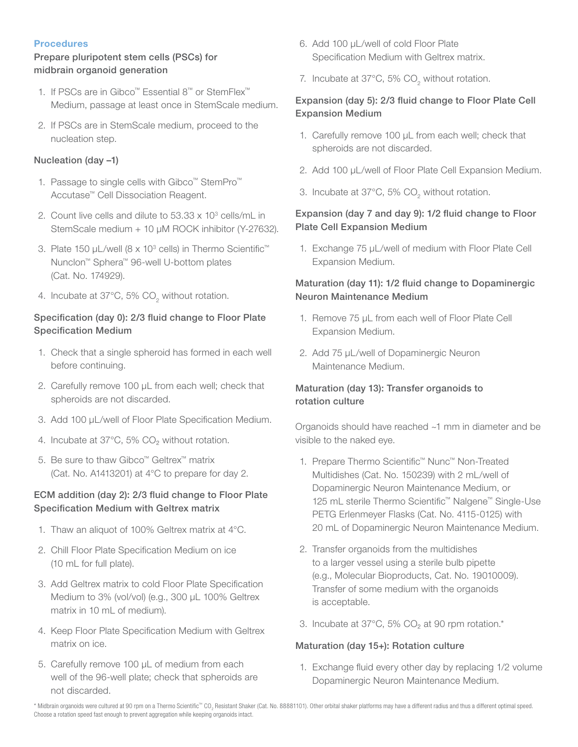## Procedures

### Prepare pluripotent stem cells (PSCs) for midbrain organoid generation

1. If PSCs are in Gibco™ Essential 8™ or StemFlex™ Medium, passage at least once in StemScale medium.
2. If PSCs are in StemScale medium, proceed to the nucleation step.

### Nucleation (day –1)

1. Passage to single cells with Gibco™ StemPro™ Accutase™ Cell Dissociation Reagent.
2. Count live cells and dilute to 53.33 x $10^3$ cells/mL in StemScale medium + 10 µM ROCK inhibitor (Y-27632).
3. Plate 150 µL/well (8 x $10^3$ cells) in Thermo Scientific™ Nunclon™ Sphera™ 96-well U-bottom plates (Cat. No. 174929).
4. Incubate at 37°C, 5% $CO_2$ without rotation.

### Specification (day 0): 2/3 fluid change to Floor Plate Specification Medium

1. Check that a single spheroid has formed in each well before continuing.
2. Carefully remove 100 µL from each well; check that spheroids are not discarded.
3. Add 100 µL/well of Floor Plate Specification Medium.
4. Incubate at 37°C, 5% $CO_2$ without rotation.
5. Be sure to thaw Gibco™ Geltrex™ matrix (Cat. No. A1413201) at 4°C to prepare for day 2.

### ECM addition (day 2): 2/3 fluid change to Floor Plate Specification Medium with Geltrex matrix

1. Thaw an aliquot of 100% Geltrex matrix at 4°C.
2. Chill Floor Plate Specification Medium on ice (10 mL for full plate).
3. Add Geltrex matrix to cold Floor Plate Specification Medium to 3% (vol/vol) (e.g., 300 µL 100% Geltrex matrix in 10 mL of medium).
4. Keep Floor Plate Specification Medium with Geltrex matrix on ice.
5. Carefully remove 100 µL of medium from each well of the 96-well plate; check that spheroids are not discarded.
6. Add 100 µL/well of cold Floor Plate Specification Medium with Geltrex matrix.
7. Incubate at 37°C, 5% $CO_2$ without rotation.

### Expansion (day 5): 2/3 fluid change to Floor Plate Cell Expansion Medium

1. Carefully remove 100 µL from each well; check that spheroids are not discarded.
2. Add 100 µL/well of Floor Plate Cell Expansion Medium.
3. Incubate at 37°C, 5% $CO_2$ without rotation.

### Expansion (day 7 and day 9): 1/2 fluid change to Floor Plate Cell Expansion Medium

1. Exchange 75 µL/well of medium with Floor Plate Cell Expansion Medium.

### Maturation (day 11): 1/2 fluid change to Dopaminergic Neuron Maintenance Medium

1. Remove 75 µL from each well of Floor Plate Cell Expansion Medium.
2. Add 75 µL/well of Dopaminergic Neuron Maintenance Medium.

### Maturation (day 13): Transfer organoids to rotation culture

Organoids should have reached ~1 mm in diameter and be visible to the naked eye.

1. Prepare Thermo Scientific™ Nunc™ Non-Treated Multidishes (Cat. No. 150239) with 2 mL/well of Dopaminergic Neuron Maintenance Medium, or 125 mL sterile Thermo Scientific™ Nalgene™ Single-Use PETG Erlenmeyer Flasks (Cat. No. 4115-0125) with 20 mL of Dopaminergic Neuron Maintenance Medium.
2. Transfer organoids from the multidishes to a larger vessel using a sterile bulb pipette (e.g., Molecular Bioproducts, Cat. No. 19010009). Transfer of some medium with the organoids is acceptable.
3. Incubate at 37°C, 5% $CO_2$ at 90 rpm rotation.*

### Maturation (day 15+): Rotation culture

1. Exchange fluid every other day by replacing 1/2 volume Dopaminergic Neuron Maintenance Medium.

\* Midbrain organoids were cultured at 90 rpm on a Thermo Scientific™ $CO_2$ Resistant Shaker (Cat. No. 88881101). Other orbital shaker platforms may have a different radius and thus a different optimal speed. Choose a rotation speed fast enough to prevent aggregation while keeping organoids intact.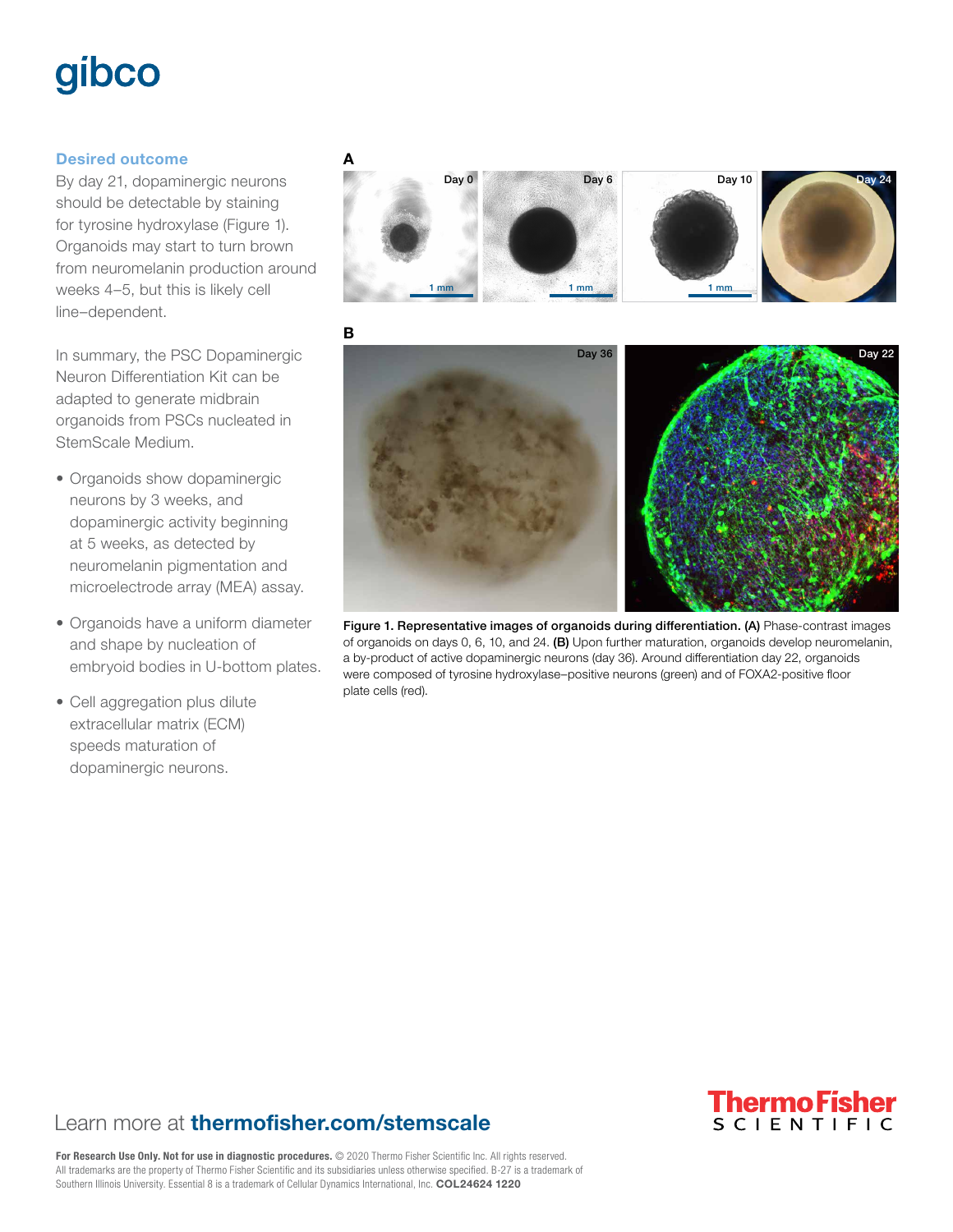### Desired outcome

By day 21, dopaminergic neurons should be detectable by staining for tyrosine hydroxylase (Figure 1). Organoids may start to turn brown from neuromelanin production around weeks 4–5, but this is likely cell line–dependent.

In summary, the PSC Dopaminergic Neuron Differentiation Kit can be adapted to generate midbrain organoids from PSCs nucleated in StemScale Medium.

- Organoids show dopaminergic neurons by 3 weeks, and dopaminergic activity beginning at 5 weeks, as detected by neuromelanin pigmentation and microelectrode array (MEA) assay.
- Organoids have a uniform diameter and shape by nucleation of embryoid bodies in U-bottom plates.
- Cell aggregation plus dilute extracellular matrix (ECM) speeds maturation of dopaminergic neurons.

A

Day 0

Day 6

Day 10

Day 24

1 mm

B

Day 36

Day 22

**Figure 1. Representative images of organoids during differentiation. (A)** Phase-contrast images of organoids on days 0, 6, 10, and 24. **(B)** Upon further maturation, organoids develop neuromelanin, a by-product of active dopaminergic neurons (day 36). Around differentiation day 22, organoids were composed of tyrosine hydroxylase–positive neurons (green) and of FOXA2-positive floor plate cells (red).

Learn more at **thermofisher.com/stemscale**

**For Research Use Only. Not for use in diagnostic procedures.** © 2020 Thermo Fisher Scientific Inc. All rights reserved. All trademarks are the property of Thermo Fisher Scientific and its subsidiaries unless otherwise specified. B-27 is a trademark of Southern Illinois University. Essential 8 is a trademark of Cellular Dynamics International, Inc. **COL24624 1220**